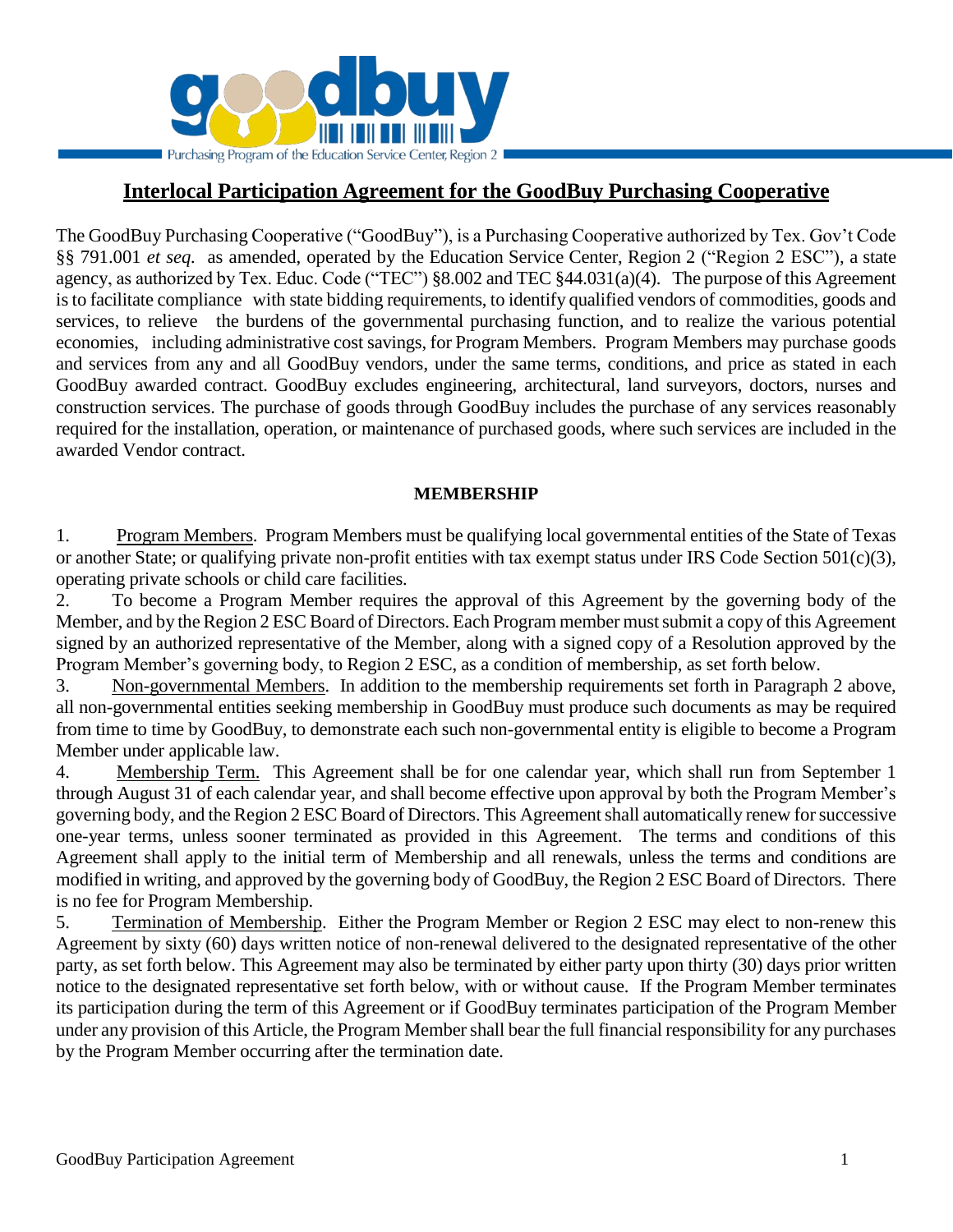# Interlocal Participation Agreement for the GoodBuy Purchasing Cooperative

The GoodBuy Purchasing Cooperative ("GoodBuy"), is a Purchasing Cooperative authorized by Tex. Gov't Code §§ 791.001 *et seq.* as amended, operated by the Education Service Center, Region 2 ("Region 2 ESC"), a state agency, as authorized by Tex. Educ. Code ("TEC") §8.002 and TEC §44.031(a)(4). The purpose of this Agreement is to facilitate compliance with state bidding requirements, to identify qualified vendors of commodities, goods and services, to relieve the burdens of the governmental purchasing function, and to realize the various potential economies, including administrative cost savings, for Program Members. Program Members may purchase goods and services from any and all GoodBuy vendors, under the same terms, conditions, and price as stated in each GoodBuy awarded contract. GoodBuy excludes engineering, architectural, land surveyors, doctors, nurses and construction services. The purchase of goods through GoodBuy includes the purchase of any services reasonably required for the installation, operation, or maintenance of purchased goods, where such services are included in the awarded Vendor contract.

## MEMBERSHIP

1. Program Members. Program Members must be qualifying local governmental entities of the State of Texas or another State; or qualifying private non-profit entities with tax exempt status under IRS Code Section 501(c)(3), operating private schools or child care facilities.
2. To become a Program Member requires the approval of this Agreement by the governing body of the Member, and by the Region 2 ESC Board of Directors. Each Program member must submit a copy of this Agreement signed by an authorized representative of the Member, along with a signed copy of a Resolution approved by the Program Member's governing body, to Region 2 ESC, as a condition of membership, as set forth below.
3. Non-governmental Members. In addition to the membership requirements set forth in Paragraph 2 above, all non-governmental entities seeking membership in GoodBuy must produce such documents as may be required from time to time by GoodBuy, to demonstrate each such non-governmental entity is eligible to become a Program Member under applicable law.
4. Membership Term. This Agreement shall be for one calendar year, which shall run from September 1 through August 31 of each calendar year, and shall become effective upon approval by both the Program Member's governing body, and the Region 2 ESC Board of Directors. This Agreement shall automatically renew for successive one-year terms, unless sooner terminated as provided in this Agreement. The terms and conditions of this Agreement shall apply to the initial term of Membership and all renewals, unless the terms and conditions are modified in writing, and approved by the governing body of GoodBuy, the Region 2 ESC Board of Directors. There is no fee for Program Membership.
5. Termination of Membership. Either the Program Member or Region 2 ESC may elect to non-renew this Agreement by sixty (60) days written notice of non-renewal delivered to the designated representative of the other party, as set forth below. This Agreement may also be terminated by either party upon thirty (30) days prior written notice to the designated representative set forth below, with or without cause. If the Program Member terminates its participation during the term of this Agreement or if GoodBuy terminates participation of the Program Member under any provision of this Article, the Program Member shall bear the full financial responsibility for any purchases by the Program Member occurring after the termination date.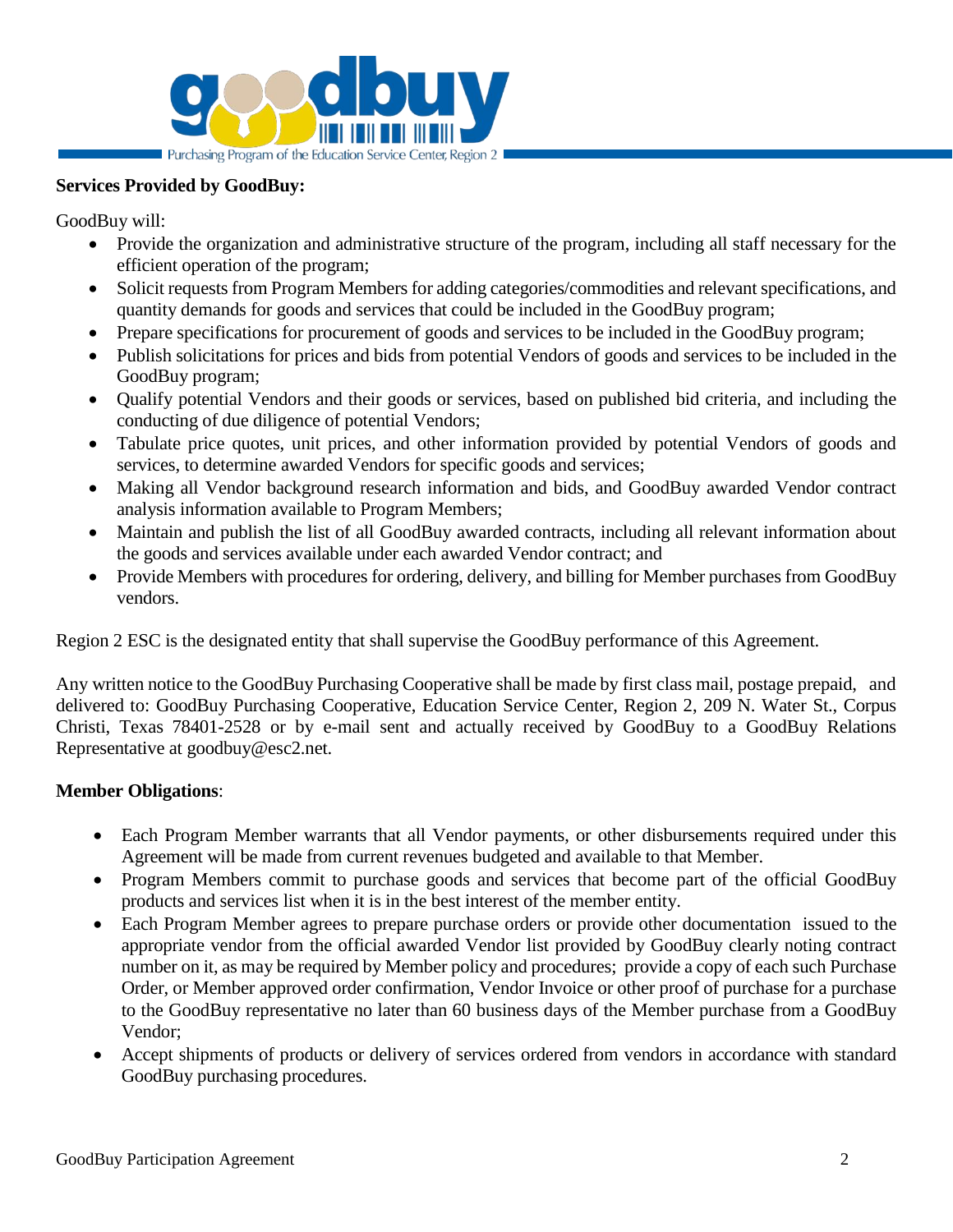**Services Provided by GoodBuy:**

GoodBuy will:

- Provide the organization and administrative structure of the program, including all staff necessary for the efficient operation of the program;
- Solicit requests from Program Members for adding categories/commodities and relevant specifications, and quantity demands for goods and services that could be included in the GoodBuy program;
- Prepare specifications for procurement of goods and services to be included in the GoodBuy program;
- Publish solicitations for prices and bids from potential Vendors of goods and services to be included in the GoodBuy program;
- Qualify potential Vendors and their goods or services, based on published bid criteria, and including the conducting of due diligence of potential Vendors;
- Tabulate price quotes, unit prices, and other information provided by potential Vendors of goods and services, to determine awarded Vendors for specific goods and services;
- Making all Vendor background research information and bids, and GoodBuy awarded Vendor contract analysis information available to Program Members;
- Maintain and publish the list of all GoodBuy awarded contracts, including all relevant information about the goods and services available under each awarded Vendor contract; and
- Provide Members with procedures for ordering, delivery, and billing for Member purchases from GoodBuy vendors.

Region 2 ESC is the designated entity that shall supervise the GoodBuy performance of this Agreement.

Any written notice to the GoodBuy Purchasing Cooperative shall be made by first class mail, postage prepaid, and delivered to: GoodBuy Purchasing Cooperative, Education Service Center, Region 2, 209 N. Water St., Corpus Christi, Texas 78401-2528 or by e-mail sent and actually received by GoodBuy to a GoodBuy Relations Representative at goodbuy@esc2.net.

**Member Obligations**:

- Each Program Member warrants that all Vendor payments, or other disbursements required under this Agreement will be made from current revenues budgeted and available to that Member.
- Program Members commit to purchase goods and services that become part of the official GoodBuy products and services list when it is in the best interest of the member entity.
- Each Program Member agrees to prepare purchase orders or provide other documentation issued to the appropriate vendor from the official awarded Vendor list provided by GoodBuy clearly noting contract number on it, as may be required by Member policy and procedures; provide a copy of each such Purchase Order, or Member approved order confirmation, Vendor Invoice or other proof of purchase for a purchase to the GoodBuy representative no later than 60 business days of the Member purchase from a GoodBuy Vendor;
- Accept shipments of products or delivery of services ordered from vendors in accordance with standard GoodBuy purchasing procedures.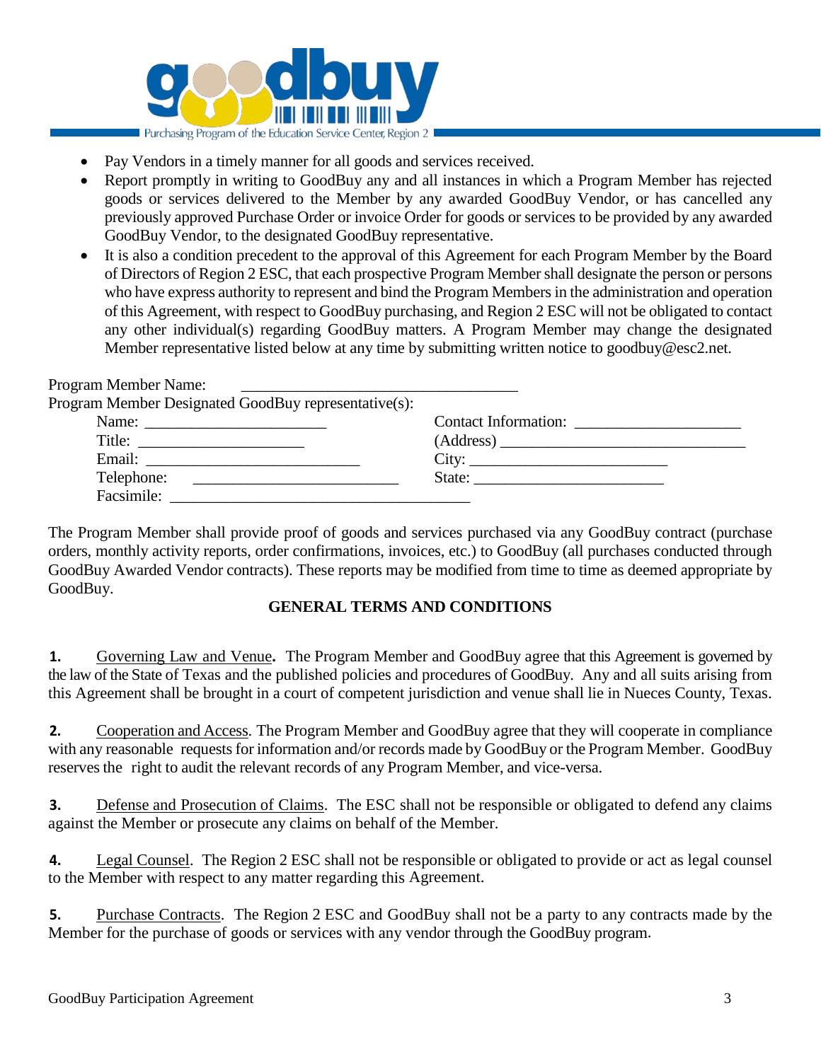- Pay Vendors in a timely manner for all goods and services received.
- Report promptly in writing to GoodBuy any and all instances in which a Program Member has rejected goods or services delivered to the Member by any awarded GoodBuy Vendor, or has cancelled any previously approved Purchase Order or invoice Order for goods or services to be provided by any awarded GoodBuy Vendor, to the designated GoodBuy representative.
- It is also a condition precedent to the approval of this Agreement for each Program Member by the Board of Directors of Region 2 ESC, that each prospective Program Member shall designate the person or persons who have express authority to represent and bind the Program Members in the administration and operation of this Agreement, with respect to GoodBuy purchasing, and Region 2 ESC will not be obligated to contact any other individual(s) regarding GoodBuy matters. A Program Member may change the designated Member representative listed below at any time by submitting written notice to goodbuy@esc2.net.

Program Member Name: ___________________________________

Program Member Designated GoodBuy representative(s):

Name: _______________________ Contact Information: _____________________

Title: _____________________ (Address) _______________________________

Email: __________________________ City: _______________________

Telephone: _________________________ State: _______________________

Facsimile: _____________________________________

The Program Member shall provide proof of goods and services purchased via any GoodBuy contract (purchase orders, monthly activity reports, order confirmations, invoices, etc.) to GoodBuy (all purchases conducted through GoodBuy Awarded Vendor contracts). These reports may be modified from time to time as deemed appropriate by GoodBuy.

**GENERAL TERMS AND CONDITIONS**

**1.** Governing Law and Venue**.** The Program Member and GoodBuy agree that this Agreement is governed by the law of the State of Texas and the published policies and procedures of GoodBuy. Any and all suits arising from this Agreement shall be brought in a court of competent jurisdiction and venue shall lie in Nueces County, Texas.

**2.** Cooperation and Access. The Program Member and GoodBuy agree that they will cooperate in compliance with any reasonable requests for information and/or records made by GoodBuy or the Program Member. GoodBuy reserves the right to audit the relevant records of any Program Member, and vice-versa.

**3.** Defense and Prosecution of Claims. The ESC shall not be responsible or obligated to defend any claims against the Member or prosecute any claims on behalf of the Member.

**4.** Legal Counsel. The Region 2 ESC shall not be responsible or obligated to provide or act as legal counsel to the Member with respect to any matter regarding this Agreement.

**5.** Purchase Contracts. The Region 2 ESC and GoodBuy shall not be a party to any contracts made by the Member for the purchase of goods or services with any vendor through the GoodBuy program.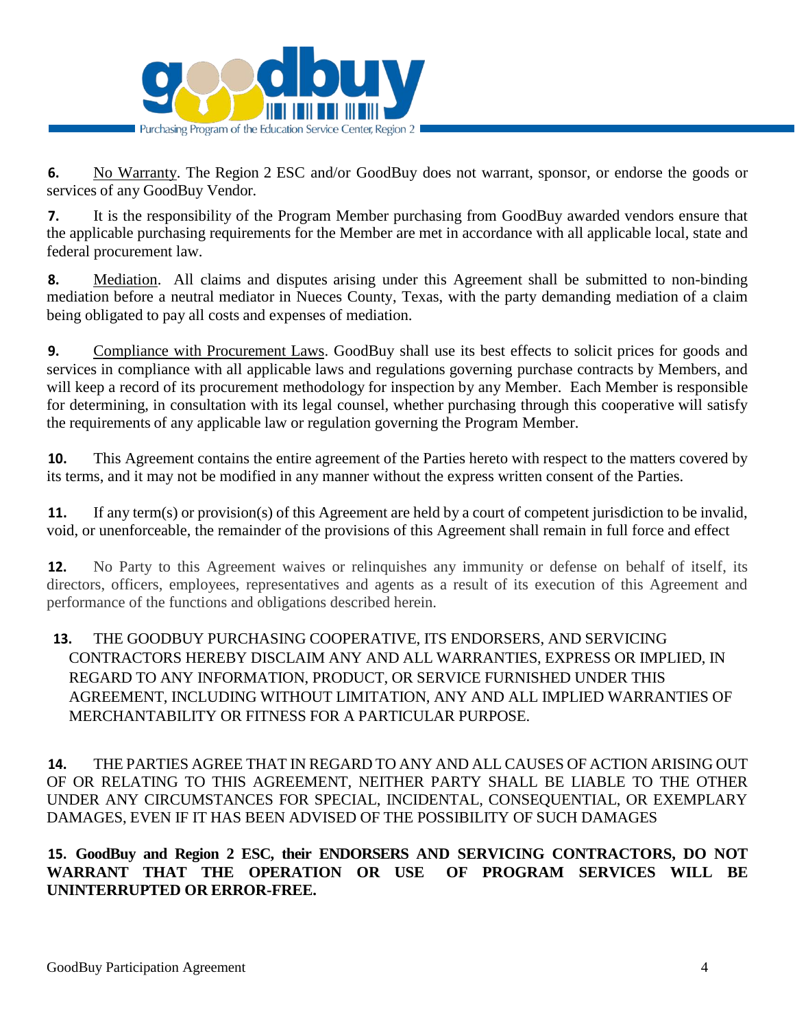**6.** <u>No Warranty</u>. The Region 2 ESC and/or GoodBuy does not warrant, sponsor, or endorse the goods or services of any GoodBuy Vendor.

**7.** It is the responsibility of the Program Member purchasing from GoodBuy awarded vendors ensure that the applicable purchasing requirements for the Member are met in accordance with all applicable local, state and federal procurement law.

**8.** <u>Mediation</u>. All claims and disputes arising under this Agreement shall be submitted to non-binding mediation before a neutral mediator in Nueces County, Texas, with the party demanding mediation of a claim being obligated to pay all costs and expenses of mediation.

**9.** <u>Compliance with Procurement Laws</u>. GoodBuy shall use its best effects to solicit prices for goods and services in compliance with all applicable laws and regulations governing purchase contracts by Members, and will keep a record of its procurement methodology for inspection by any Member. Each Member is responsible for determining, in consultation with its legal counsel, whether purchasing through this cooperative will satisfy the requirements of any applicable law or regulation governing the Program Member.

**10.** This Agreement contains the entire agreement of the Parties hereto with respect to the matters covered by its terms, and it may not be modified in any manner without the express written consent of the Parties.

**11.** If any term(s) or provision(s) of this Agreement are held by a court of competent jurisdiction to be invalid, void, or unenforceable, the remainder of the provisions of this Agreement shall remain in full force and effect

**12.** No Party to this Agreement waives or relinquishes any immunity or defense on behalf of itself, its directors, officers, employees, representatives and agents as a result of its execution of this Agreement and performance of the functions and obligations described herein.

**13.** THE GOODBUY PURCHASING COOPERATIVE, ITS ENDORSERS, AND SERVICING CONTRACTORS HEREBY DISCLAIM ANY AND ALL WARRANTIES, EXPRESS OR IMPLIED, IN REGARD TO ANY INFORMATION, PRODUCT, OR SERVICE FURNISHED UNDER THIS AGREEMENT, INCLUDING WITHOUT LIMITATION, ANY AND ALL IMPLIED WARRANTIES OF MERCHANTABILITY OR FITNESS FOR A PARTICULAR PURPOSE.

**14.** THE PARTIES AGREE THAT IN REGARD TO ANY AND ALL CAUSES OF ACTION ARISING OUT OF OR RELATING TO THIS AGREEMENT, NEITHER PARTY SHALL BE LIABLE TO THE OTHER UNDER ANY CIRCUMSTANCES FOR SPECIAL, INCIDENTAL, CONSEQUENTIAL, OR EXEMPLARY DAMAGES, EVEN IF IT HAS BEEN ADVISED OF THE POSSIBILITY OF SUCH DAMAGES

**15. GoodBuy and Region 2 ESC, their ENDORSERS AND SERVICING CONTRACTORS, DO NOT WARRANT THAT THE OPERATION OR USE OF PROGRAM SERVICES WILL BE UNINTERRUPTED OR ERROR-FREE.**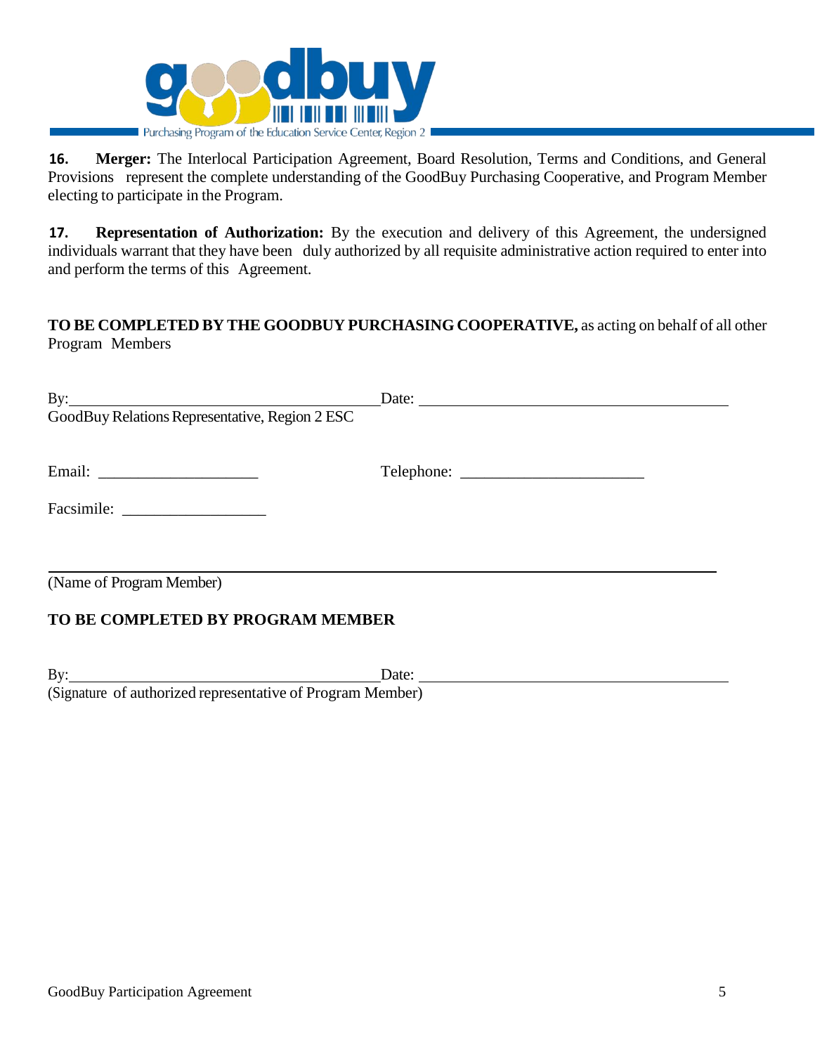**16. Merger:** The Interlocal Participation Agreement, Board Resolution, Terms and Conditions, and General Provisions represent the complete understanding of the GoodBuy Purchasing Cooperative, and Program Member electing to participate in the Program.

**17. Representation of Authorization:** By the execution and delivery of this Agreement, the undersigned individuals warrant that they have been duly authorized by all requisite administrative action required to enter into and perform the terms of this Agreement.

**TO BE COMPLETED BY THE GOODBUY PURCHASING COOPERATIVE,** as acting on behalf of all other Program Members

By:\_\_\_\_\_\_\_\_\_\_\_\_\_\_\_\_\_\_\_\_\_\_\_\_\_\_\_\_\_\_\_\_\_\_\_\_\_\_\_\_ Date: \_\_\_\_\_\_\_\_\_\_\_\_\_\_\_\_\_\_\_\_\_\_\_\_\_\_\_\_\_\_\_\_\_\_\_\_\_\_\_\_
GoodBuy Relations Representative, Region 2 ESC

Email: \_\_\_\_\_\_\_\_\_\_\_\_\_\_\_\_\_\_\_\_ Telephone: \_\_\_\_\_\_\_\_\_\_\_\_\_\_\_\_\_\_\_\_\_\_\_

Facsimile: \_\_\_\_\_\_\_\_\_\_\_\_\_\_\_\_\_\_

\_\_\_\_\_\_\_\_\_\_\_\_\_\_\_\_\_\_\_\_\_\_\_\_\_\_\_\_\_\_\_\_\_\_\_\_\_\_\_\_\_\_\_\_\_\_\_\_\_\_\_\_\_\_\_\_\_\_\_\_\_\_\_\_\_\_\_\_\_\_\_\_\_\_\_\_\_\_\_\_\_\_\_\_\_\_\_\_
(Name of Program Member)

**TO BE COMPLETED BY PROGRAM MEMBER**

By:\_\_\_\_\_\_\_\_\_\_\_\_\_\_\_\_\_\_\_\_\_\_\_\_\_\_\_\_\_\_\_\_\_\_\_\_\_\_\_\_ Date: \_\_\_\_\_\_\_\_\_\_\_\_\_\_\_\_\_\_\_\_\_\_\_\_\_\_\_\_\_\_\_\_\_\_\_\_\_\_\_\_
(Signature of authorized representative of Program Member)